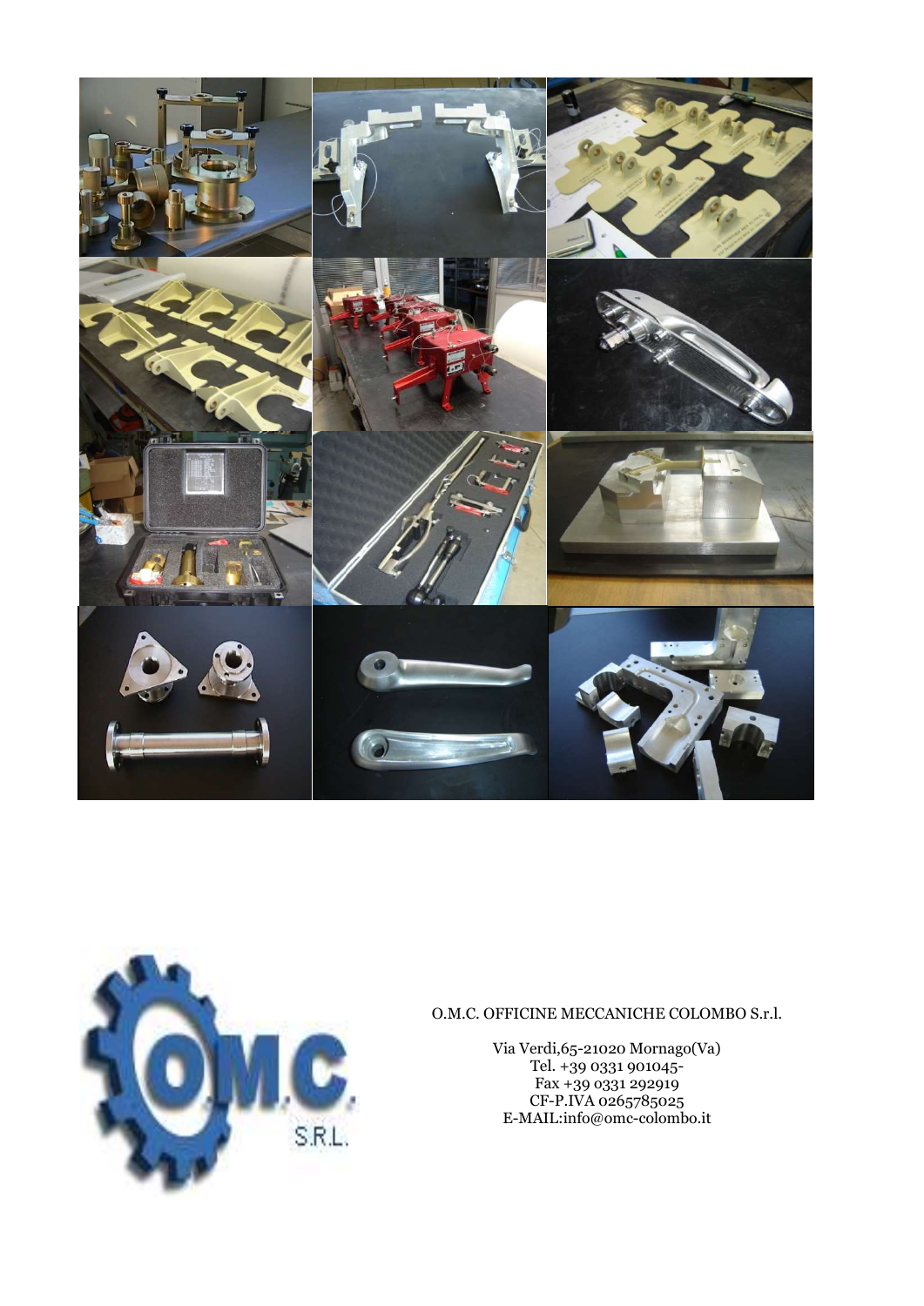O.M.C. OFFICINE MECCANICHE COLOMBO S.r.l.

Via Verdi,65-21020 Mornago(Va)
Tel. +39 0331 901045-
Fax +39 0331 292919
CF-P.IVA 0265785025
E-MAIL:info@omc-colombo.it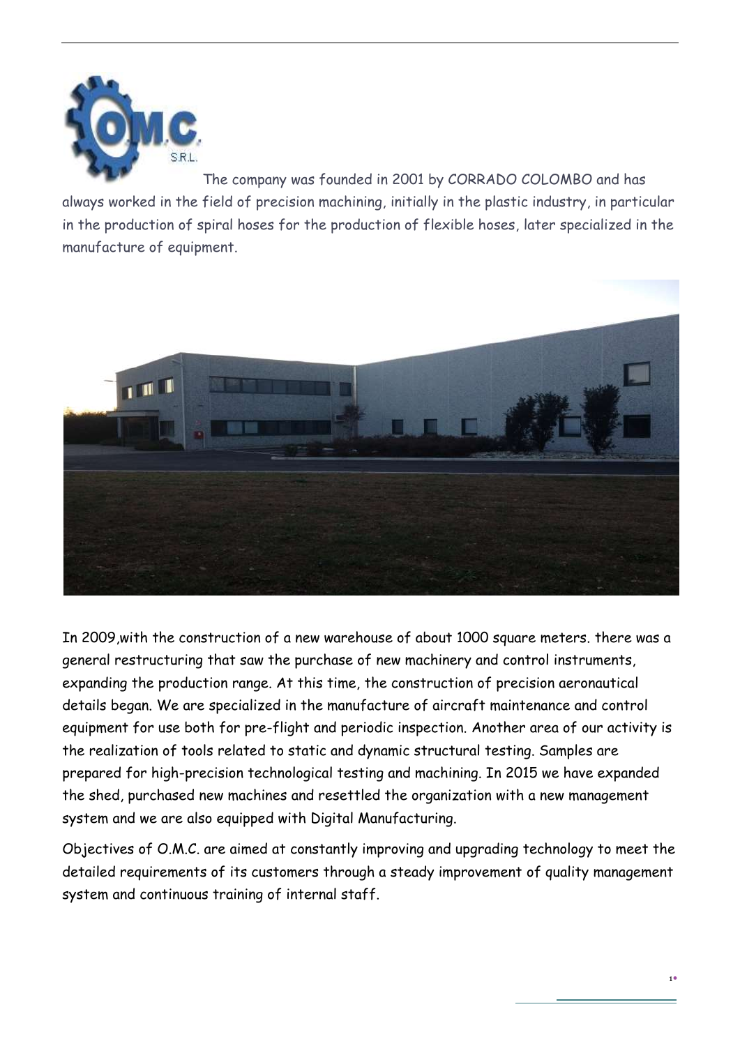The company was founded in 2001 by CORRADO COLOMBO and has always worked in the field of precision machining, initially in the plastic industry, in particular in the production of spiral hoses for the production of flexible hoses, later specialized in the manufacture of equipment.

In 2009,with the construction of a new warehouse of about 1000 square meters. there was a general restructuring that saw the purchase of new machinery and control instruments, expanding the production range. At this time, the construction of precision aeronautical details began. We are specialized in the manufacture of aircraft maintenance and control equipment for use both for pre-flight and periodic inspection. Another area of our activity is the realization of tools related to static and dynamic structural testing. Samples are prepared for high-precision technological testing and machining. In 2015 we have expanded the shed, purchased new machines and resettled the organization with a new management system and we are also equipped with Digital Manufacturing.

Objectives of O.M.C. are aimed at constantly improving and upgrading technology to meet the detailed requirements of its customers through a steady improvement of quality management system and continuous training of internal staff.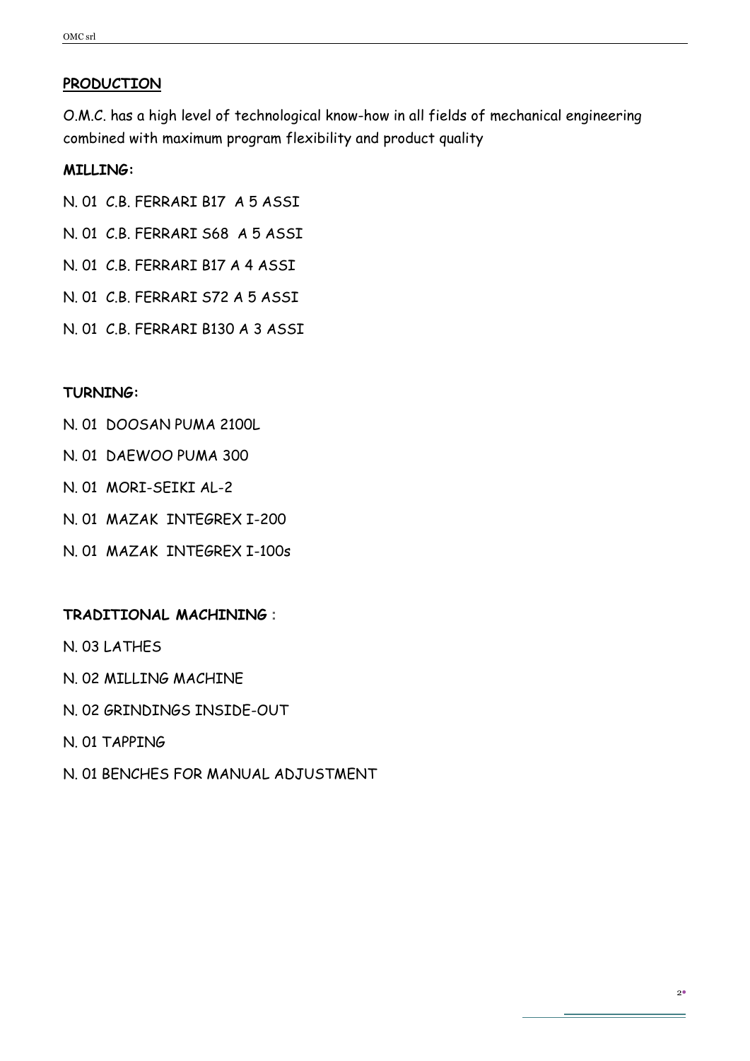## PRODUCTION

O.M.C. has a high level of technological know-how in all fields of mechanical engineering combined with maximum program flexibility and product quality

### MILLING:

N. 01 C.B. FERRARI B17 A 5 ASSI

N. 01 C.B. FERRARI S68 A 5 ASSI

N. 01 C.B. FERRARI B17 A 4 ASSI

N. 01 C.B. FERRARI S72 A 5 ASSI

N. 01 C.B. FERRARI B130 A 3 ASSI

### TURNING:

N. 01 DOOSAN PUMA 2100L

N. 01 DAEWOO PUMA 300

N. 01 MORI-SEIKI AL-2

N. 01 MAZAK INTEGREX I-200

N. 01 MAZAK INTEGREX I-100s

### TRADITIONAL MACHINING :

N. 03 LATHES

N. 02 MILLING MACHINE

N. 02 GRINDINGS INSIDE-OUT

N. 01 TAPPING

N. 01 BENCHES FOR MANUAL ADJUSTMENT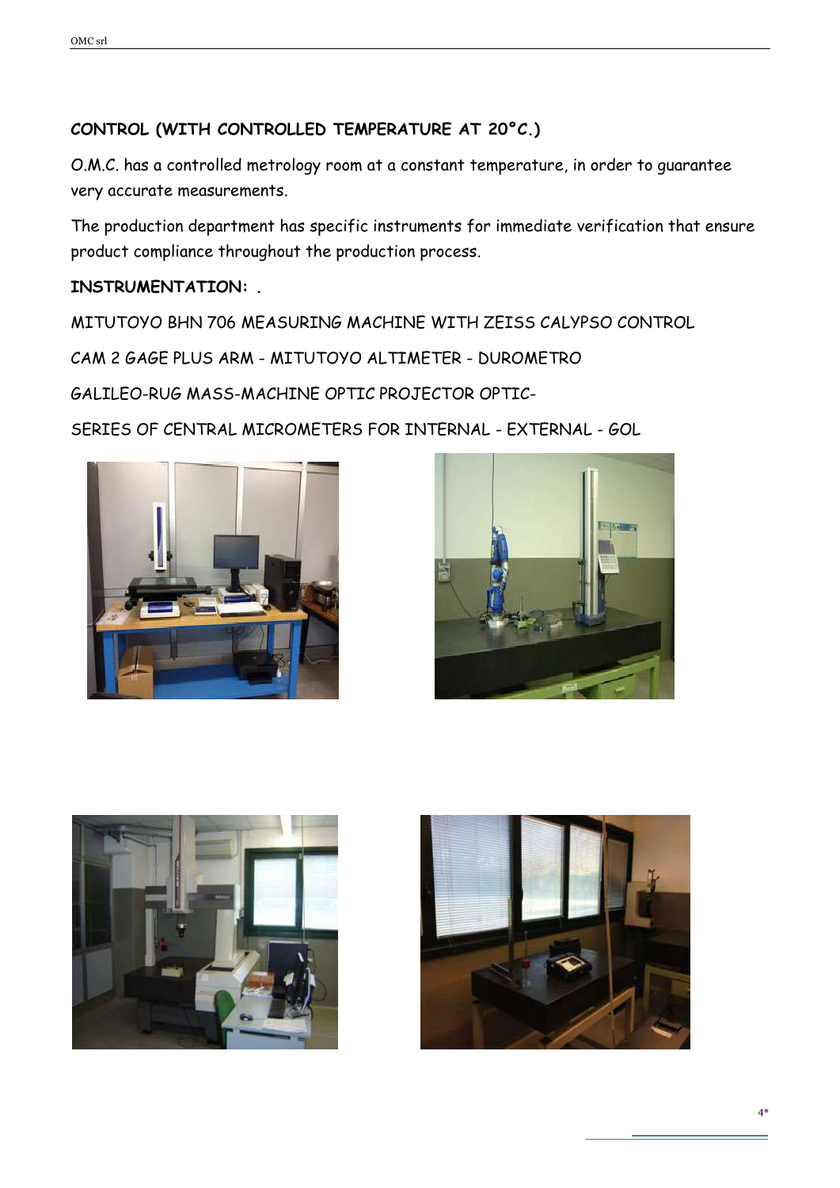**CONTROL (WITH CONTROLLED TEMPERATURE AT 20°C.)**

O.M.C. has a controlled metrology room at a constant temperature, in order to guarantee very accurate measurements.

The production department has specific instruments for immediate verification that ensure product compliance throughout the production process.

**INSTRUMENTATION: .**

MITUTOYO BHN 706 MEASURING MACHINE WITH ZEISS CALYPSO CONTROL

CAM 2 GAGE PLUS ARM - MITUTOYO ALTIMETER - DUROMETRO

GALILEO-RUG MASS-MACHINE OPTIC PROJECTOR OPTIC-

SERIES OF CENTRAL MICROMETERS FOR INTERNAL - EXTERNAL - GOL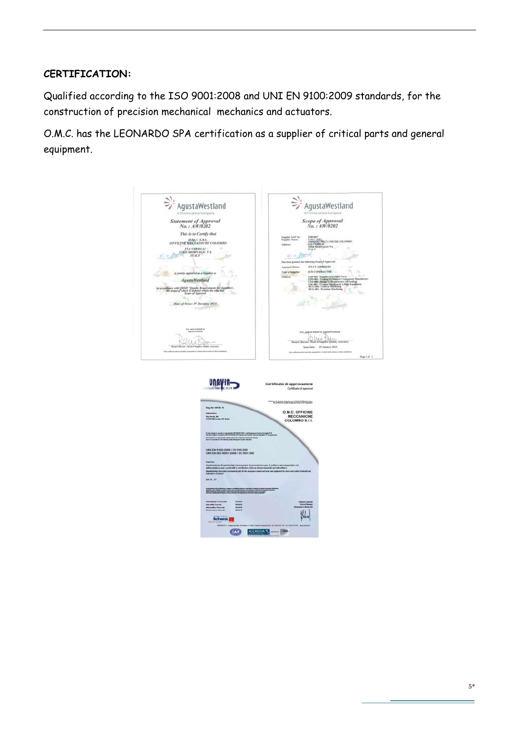**CERTIFICATION:**

Qualified according to the ISO 9001:2008 and UNI EN 9100:2009 standards, for the construction of precision mechanical  mechanics and actuators.

O.M.C. has the LEONARDO SPA certification as a supplier of critical parts and general equipment.